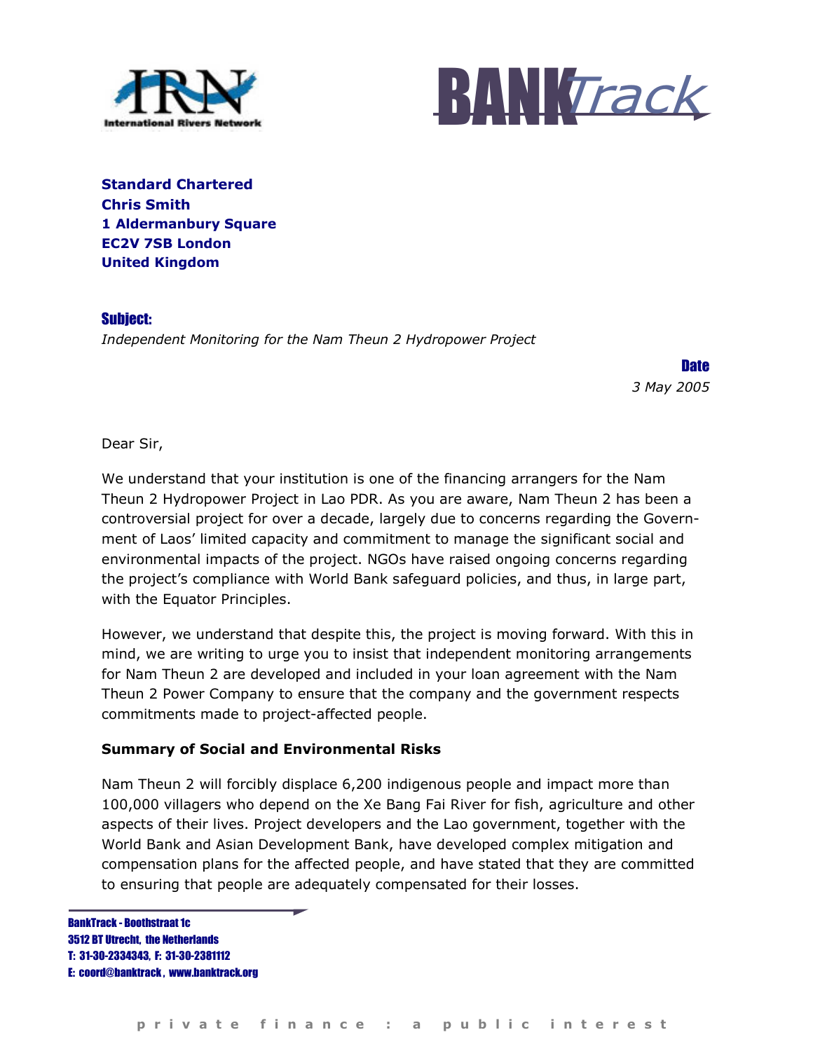Standard Chartered
Chris Smith
1 Aldermanbury Square
EC2V 7SB London
United Kingdom

**Subject:**
*Independent Monitoring for the Nam Theun 2 Hydropower Project*

**Date**
*3 May 2005*

Dear Sir,

We understand that your institution is one of the financing arrangers for the Nam Theun 2 Hydropower Project in Lao PDR. As you are aware, Nam Theun 2 has been a controversial project for over a decade, largely due to concerns regarding the Government of Laos' limited capacity and commitment to manage the significant social and environmental impacts of the project. NGOs have raised ongoing concerns regarding the project's compliance with World Bank safeguard policies, and thus, in large part, with the Equator Principles.

However, we understand that despite this, the project is moving forward. With this in mind, we are writing to urge you to insist that independent monitoring arrangements for Nam Theun 2 are developed and included in your loan agreement with the Nam Theun 2 Power Company to ensure that the company and the government respects commitments made to project-affected people.

**Summary of Social and Environmental Risks**

Nam Theun 2 will forcibly displace 6,200 indigenous people and impact more than 100,000 villagers who depend on the Xe Bang Fai River for fish, agriculture and other aspects of their lives. Project developers and the Lao government, together with the World Bank and Asian Development Bank, have developed complex mitigation and compensation plans for the affected people, and have stated that they are committed to ensuring that people are adequately compensated for their losses.

BankTrack - Boothstraat 1c
3512 BT Utrecht, the Netherlands
T: 31-30-2334343, F: 31-30-2381112
E: coord@banktrack, www.banktrack.org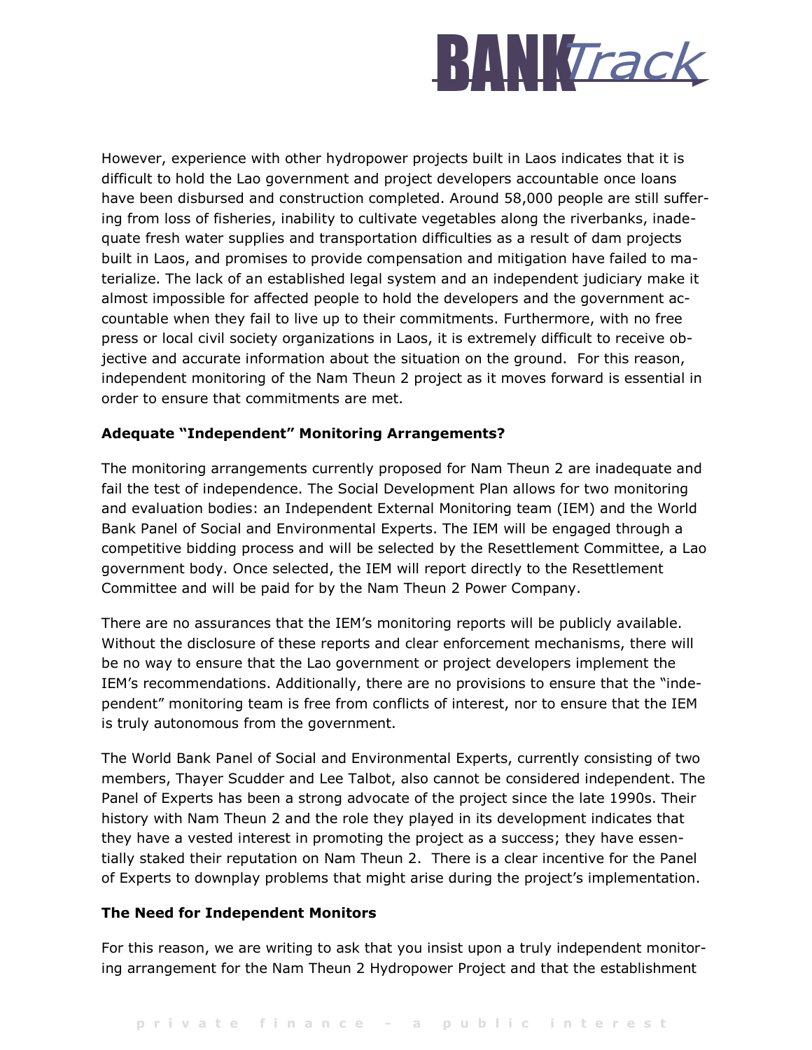However, experience with other hydropower projects built in Laos indicates that it is difficult to hold the Lao government and project developers accountable once loans have been disbursed and construction completed. Around 58,000 people are still suffering from loss of fisheries, inability to cultivate vegetables along the riverbanks, inadequate fresh water supplies and transportation difficulties as a result of dam projects built in Laos, and promises to provide compensation and mitigation have failed to materialize. The lack of an established legal system and an independent judiciary make it almost impossible for affected people to hold the developers and the government accountable when they fail to live up to their commitments. Furthermore, with no free press or local civil society organizations in Laos, it is extremely difficult to receive objective and accurate information about the situation on the ground. For this reason, independent monitoring of the Nam Theun 2 project as it moves forward is essential in order to ensure that commitments are met.

**Adequate "Independent" Monitoring Arrangements?**

The monitoring arrangements currently proposed for Nam Theun 2 are inadequate and fail the test of independence. The Social Development Plan allows for two monitoring and evaluation bodies: an Independent External Monitoring team (IEM) and the World Bank Panel of Social and Environmental Experts. The IEM will be engaged through a competitive bidding process and will be selected by the Resettlement Committee, a Lao government body. Once selected, the IEM will report directly to the Resettlement Committee and will be paid for by the Nam Theun 2 Power Company.

There are no assurances that the IEM's monitoring reports will be publicly available. Without the disclosure of these reports and clear enforcement mechanisms, there will be no way to ensure that the Lao government or project developers implement the IEM's recommendations. Additionally, there are no provisions to ensure that the "independent" monitoring team is free from conflicts of interest, nor to ensure that the IEM is truly autonomous from the government.

The World Bank Panel of Social and Environmental Experts, currently consisting of two members, Thayer Scudder and Lee Talbot, also cannot be considered independent. The Panel of Experts has been a strong advocate of the project since the late 1990s. Their history with Nam Theun 2 and the role they played in its development indicates that they have a vested interest in promoting the project as a success; they have essentially staked their reputation on Nam Theun 2. There is a clear incentive for the Panel of Experts to downplay problems that might arise during the project's implementation.

**The Need for Independent Monitors**

For this reason, we are writing to ask that you insist upon a truly independent monitoring arrangement for the Nam Theun 2 Hydropower Project and that the establishment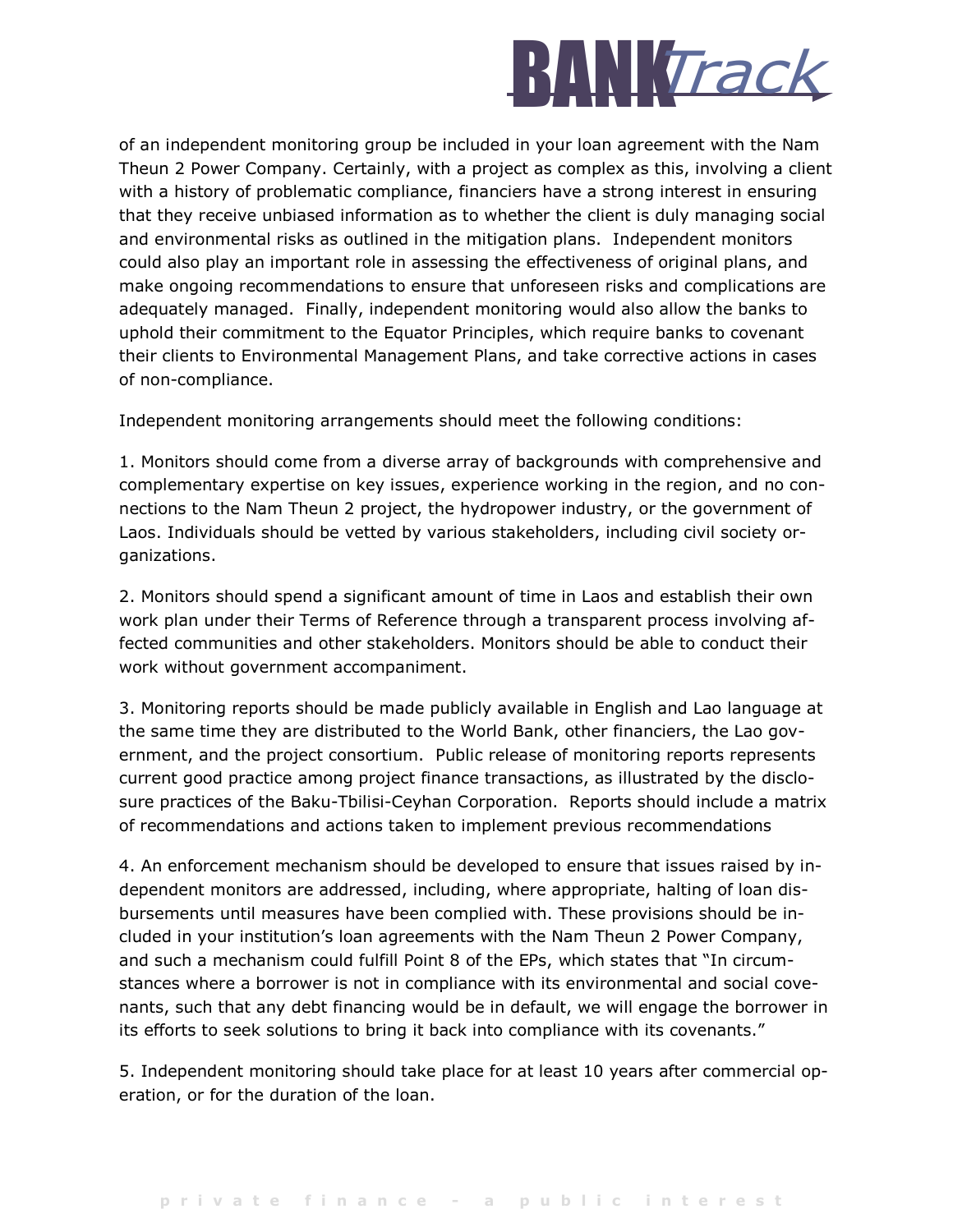of an independent monitoring group be included in your loan agreement with the Nam Theun 2 Power Company. Certainly, with a project as complex as this, involving a client with a history of problematic compliance, financiers have a strong interest in ensuring that they receive unbiased information as to whether the client is duly managing social and environmental risks as outlined in the mitigation plans. Independent monitors could also play an important role in assessing the effectiveness of original plans, and make ongoing recommendations to ensure that unforeseen risks and complications are adequately managed. Finally, independent monitoring would also allow the banks to uphold their commitment to the Equator Principles, which require banks to covenant their clients to Environmental Management Plans, and take corrective actions in cases of non-compliance.

Independent monitoring arrangements should meet the following conditions:

1. Monitors should come from a diverse array of backgrounds with comprehensive and complementary expertise on key issues, experience working in the region, and no connections to the Nam Theun 2 project, the hydropower industry, or the government of Laos. Individuals should be vetted by various stakeholders, including civil society organizations.

2. Monitors should spend a significant amount of time in Laos and establish their own work plan under their Terms of Reference through a transparent process involving affected communities and other stakeholders. Monitors should be able to conduct their work without government accompaniment.

3. Monitoring reports should be made publicly available in English and Lao language at the same time they are distributed to the World Bank, other financiers, the Lao government, and the project consortium. Public release of monitoring reports represents current good practice among project finance transactions, as illustrated by the disclosure practices of the Baku-Tbilisi-Ceyhan Corporation. Reports should include a matrix of recommendations and actions taken to implement previous recommendations

4. An enforcement mechanism should be developed to ensure that issues raised by independent monitors are addressed, including, where appropriate, halting of loan disbursements until measures have been complied with. These provisions should be included in your institution's loan agreements with the Nam Theun 2 Power Company, and such a mechanism could fulfill Point 8 of the EPs, which states that "In circumstances where a borrower is not in compliance with its environmental and social covenants, such that any debt financing would be in default, we will engage the borrower in its efforts to seek solutions to bring it back into compliance with its covenants."

5. Independent monitoring should take place for at least 10 years after commercial operation, or for the duration of the loan.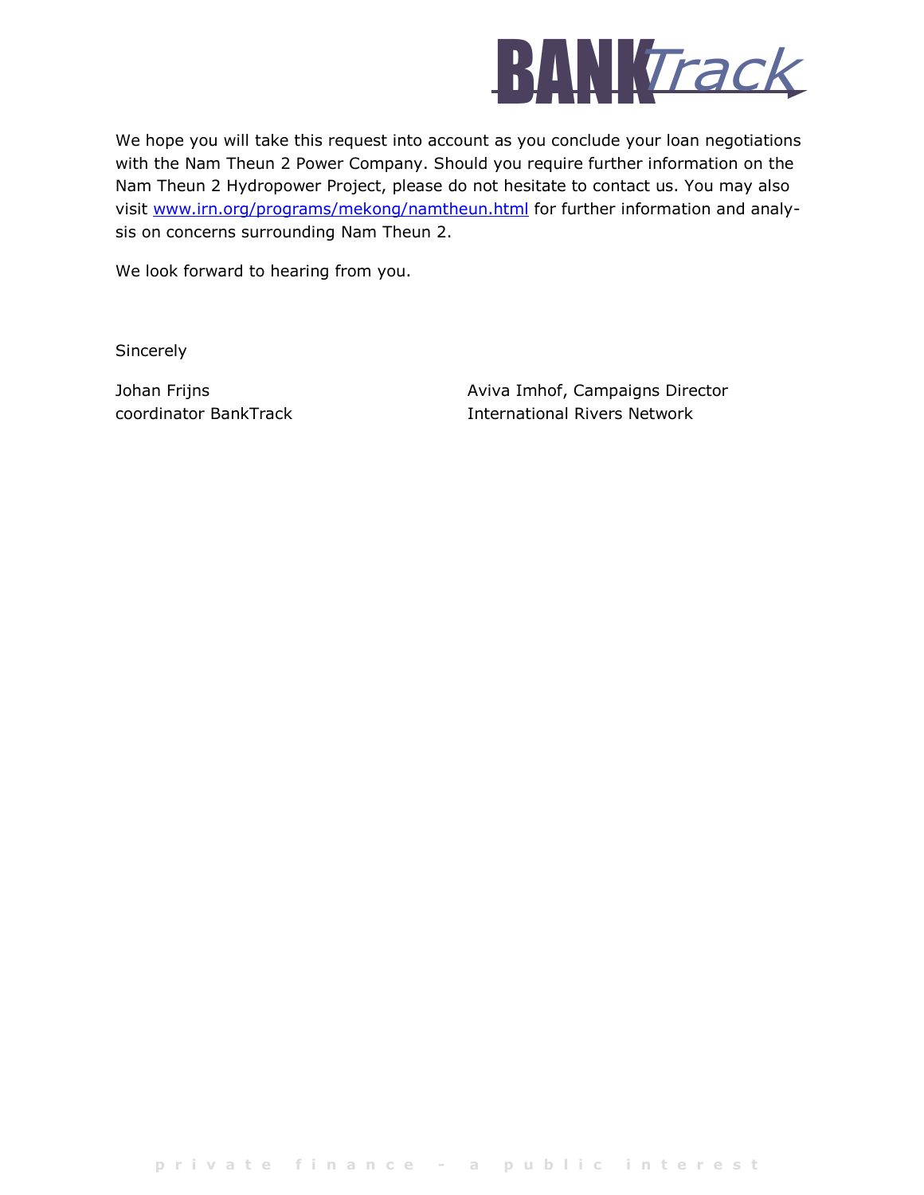We hope you will take this request into account as you conclude your loan negotiations with the Nam Theun 2 Power Company. Should you require further information on the Nam Theun 2 Hydropower Project, please do not hesitate to contact us. You may also visit www.irn.org/programs/mekong/namtheun.html for further information and analysis on concerns surrounding Nam Theun 2.

We look forward to hearing from you.

Sincerely

Johan Frijns
coordinator BankTrack

Aviva Imhof, Campaigns Director
International Rivers Network